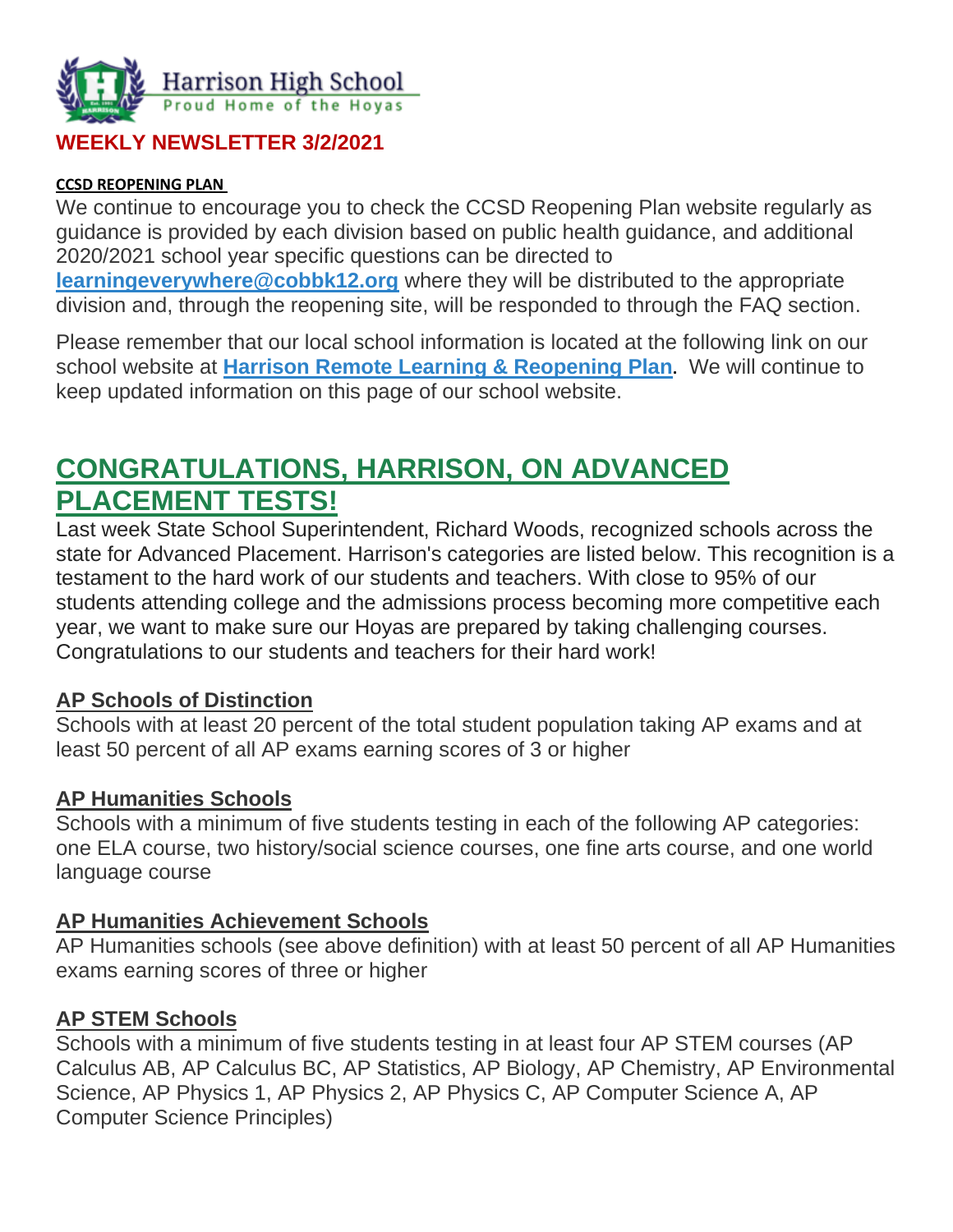Harrison High School
Proud Home of the Hoyas

## WEEKLY NEWSLETTER 3/2/2021

**CCSD REOPENING PLAN**

We continue to encourage you to check the CCSD Reopening Plan website regularly as guidance is provided by each division based on public health guidance, and additional 2020/2021 school year specific questions can be directed to **learningeverywhere@cobbk12.org** where they will be distributed to the appropriate division and, through the reopening site, will be responded to through the FAQ section.

Please remember that our local school information is located at the following link on our school website at **Harrison Remote Learning & Reopening Plan**. We will continue to keep updated information on this page of our school website.

# CONGRATULATIONS, HARRISON, ON ADVANCED PLACEMENT TESTS!

Last week State School Superintendent, Richard Woods, recognized schools across the state for Advanced Placement. Harrison's categories are listed below. This recognition is a testament to the hard work of our students and teachers. With close to 95% of our students attending college and the admissions process becoming more competitive each year, we want to make sure our Hoyas are prepared by taking challenging courses. Congratulations to our students and teachers for their hard work!

### AP Schools of Distinction

Schools with at least 20 percent of the total student population taking AP exams and at least 50 percent of all AP exams earning scores of 3 or higher

### AP Humanities Schools

Schools with a minimum of five students testing in each of the following AP categories: one ELA course, two history/social science courses, one fine arts course, and one world language course

### AP Humanities Achievement Schools

AP Humanities schools (see above definition) with at least 50 percent of all AP Humanities exams earning scores of three or higher

### AP STEM Schools

Schools with a minimum of five students testing in at least four AP STEM courses (AP Calculus AB, AP Calculus BC, AP Statistics, AP Biology, AP Chemistry, AP Environmental Science, AP Physics 1, AP Physics 2, AP Physics C, AP Computer Science A, AP Computer Science Principles)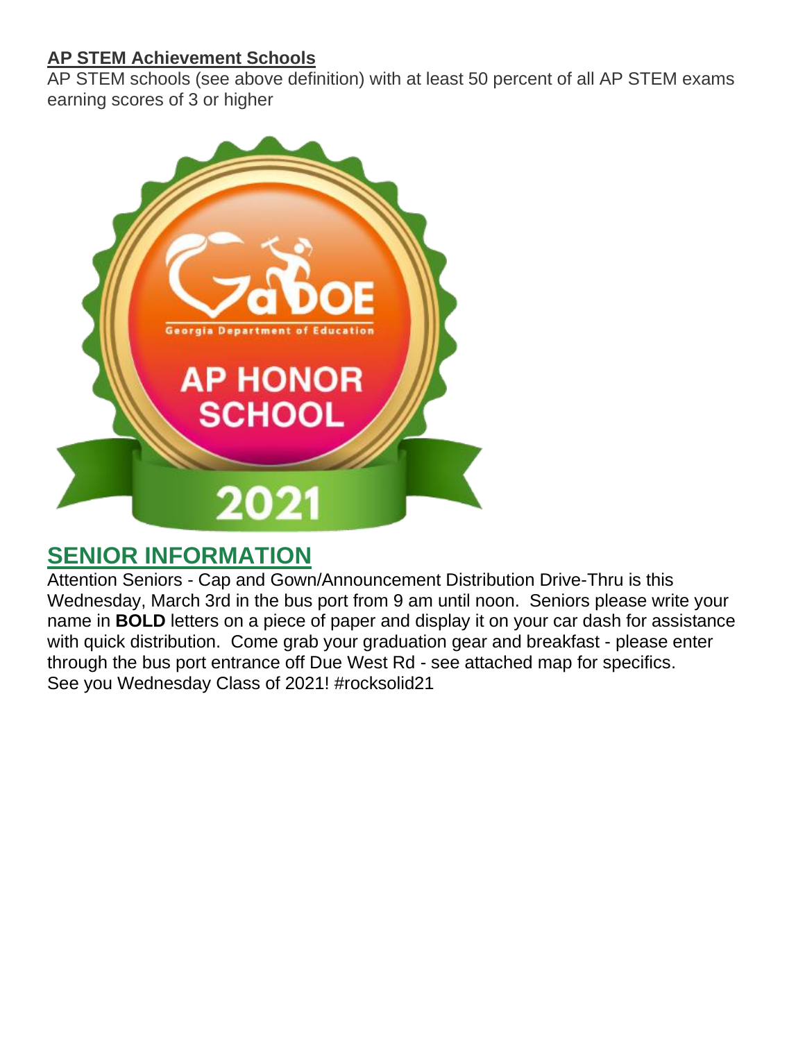**AP STEM Achievement Schools**
AP STEM schools (see above definition) with at least 50 percent of all AP STEM exams earning scores of 3 or higher

## SENIOR INFORMATION

Attention Seniors - Cap and Gown/Announcement Distribution Drive-Thru is this Wednesday, March 3rd in the bus port from 9 am until noon. Seniors please write your name in **BOLD** letters on a piece of paper and display it on your car dash for assistance with quick distribution. Come grab your graduation gear and breakfast - please enter through the bus port entrance off Due West Rd - see attached map for specifics.
See you Wednesday Class of 2021! #rocksolid21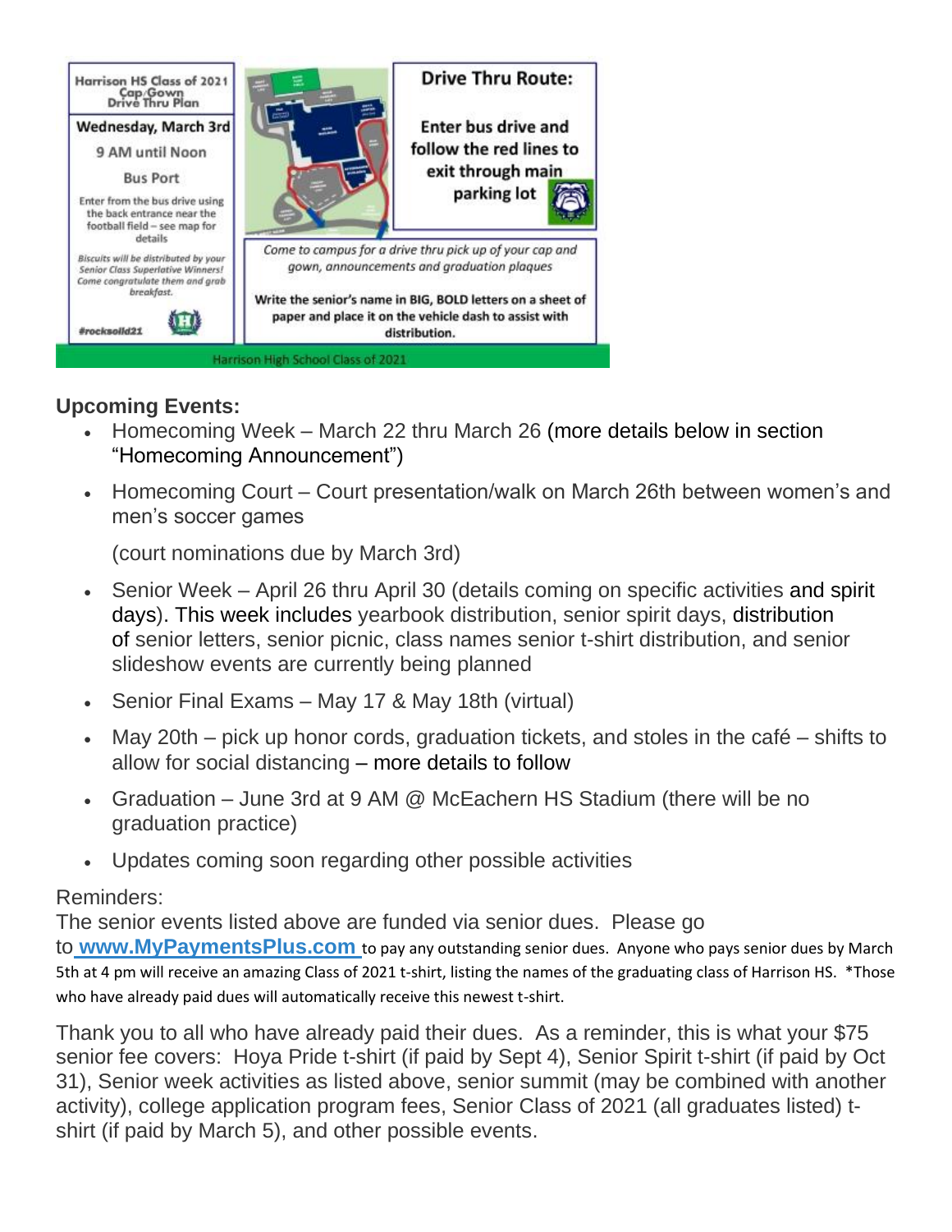Harrison HS Class of 2021
Cap/Gown
Drive Thru Plan

**Wednesday, March 3rd**

9 AM until Noon

Bus Port

Enter from the bus drive using the back entrance near the football field – see map for details

*Biscuits will be distributed by your Senior Class Superlative Winners! Come congratulate them and grab breakfast.*

#rocksolid21

**Drive Thru Route:**

**Enter bus drive and follow the red lines to exit through main parking lot**

*Come to campus for a drive thru pick up of your cap and gown, announcements and graduation plaques*

**Write the senior's name in BIG, BOLD letters on a sheet of paper and place it on the vehicle dash to assist with distribution.**

Harrison High School Class of 2021

**Upcoming Events:**

- Homecoming Week – March 22 thru March 26 (more details below in section "Homecoming Announcement")
- Homecoming Court – Court presentation/walk on March 26th between women's and men's soccer games

  (court nominations due by March 3rd)
- Senior Week – April 26 thru April 30 (details coming on specific activities and spirit days). This week includes yearbook distribution, senior spirit days, distribution of senior letters, senior picnic, class names senior t-shirt distribution, and senior slideshow events are currently being planned
- Senior Final Exams – May 17 & May 18th (virtual)
- May 20th – pick up honor cords, graduation tickets, and stoles in the café – shifts to allow for social distancing – more details to follow
- Graduation – June 3rd at 9 AM @ McEachern HS Stadium (there will be no graduation practice)
- Updates coming soon regarding other possible activities

Reminders:
The senior events listed above are funded via senior dues. Please go to [**www.MyPaymentsPlus.com**](http://www.MyPaymentsPlus.com) to pay any outstanding senior dues. Anyone who pays senior dues by March 5th at 4 pm will receive an amazing Class of 2021 t-shirt, listing the names of the graduating class of Harrison HS. *Those who have already paid dues will automatically receive this newest t-shirt.

Thank you to all who have already paid their dues. As a reminder, this is what your $75 senior fee covers: Hoya Pride t-shirt (if paid by Sept 4), Senior Spirit t-shirt (if paid by Oct 31), Senior week activities as listed above, senior summit (may be combined with another activity), college application program fees, Senior Class of 2021 (all graduates listed) t-shirt (if paid by March 5), and other possible events.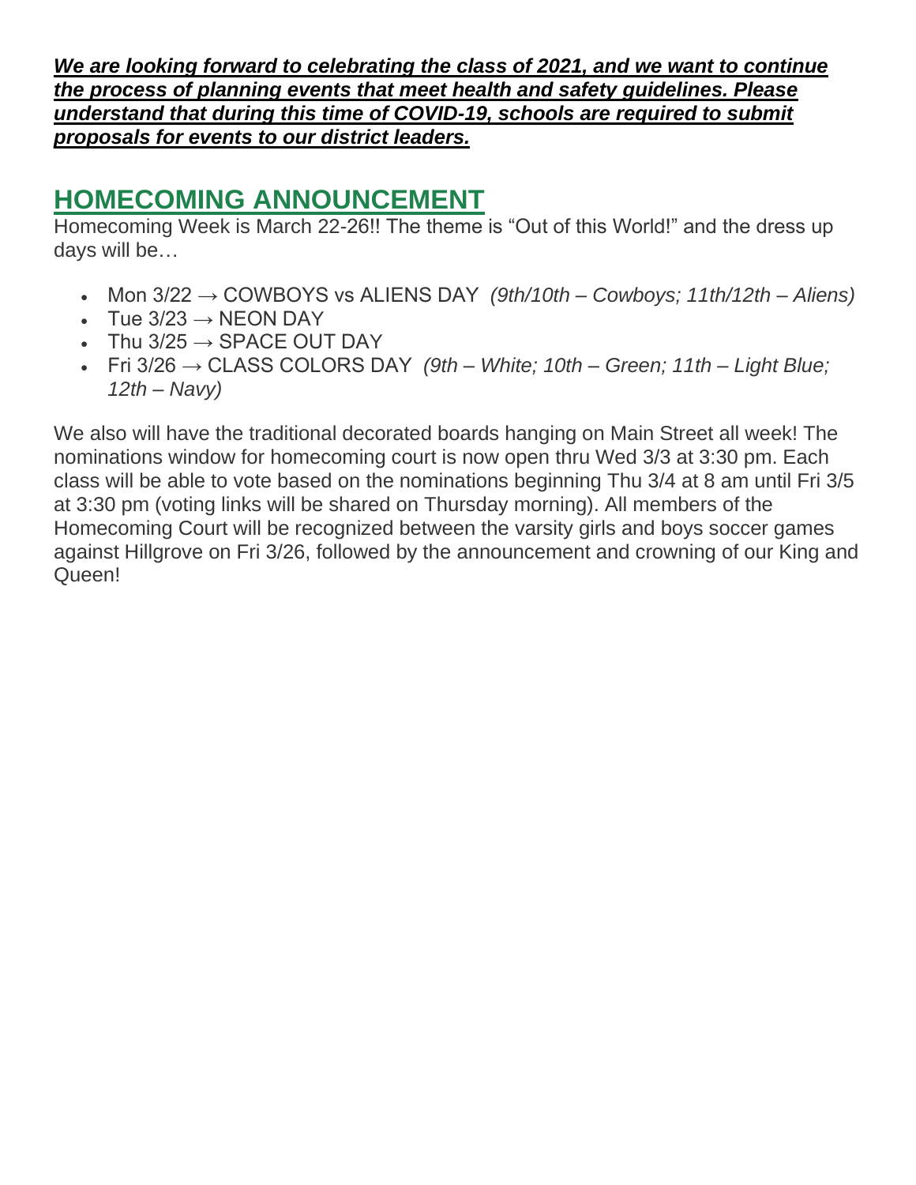***We are looking forward to celebrating the class of 2021, and we want to continue the process of planning events that meet health and safety guidelines. Please understand that during this time of COVID-19, schools are required to submit proposals for events to our district leaders.***

## HOMECOMING ANNOUNCEMENT

Homecoming Week is March 22-26!! The theme is "Out of this World!" and the dress up days will be…

- Mon 3/22 → COWBOYS vs ALIENS DAY *(9th/10th – Cowboys; 11th/12th – Aliens)*
- Tue 3/23 → NEON DAY
- Thu 3/25 → SPACE OUT DAY
- Fri 3/26 → CLASS COLORS DAY *(9th – White; 10th – Green; 11th – Light Blue; 12th – Navy)*

We also will have the traditional decorated boards hanging on Main Street all week! The nominations window for homecoming court is now open thru Wed 3/3 at 3:30 pm. Each class will be able to vote based on the nominations beginning Thu 3/4 at 8 am until Fri 3/5 at 3:30 pm (voting links will be shared on Thursday morning). All members of the Homecoming Court will be recognized between the varsity girls and boys soccer games against Hillgrove on Fri 3/26, followed by the announcement and crowning of our King and Queen!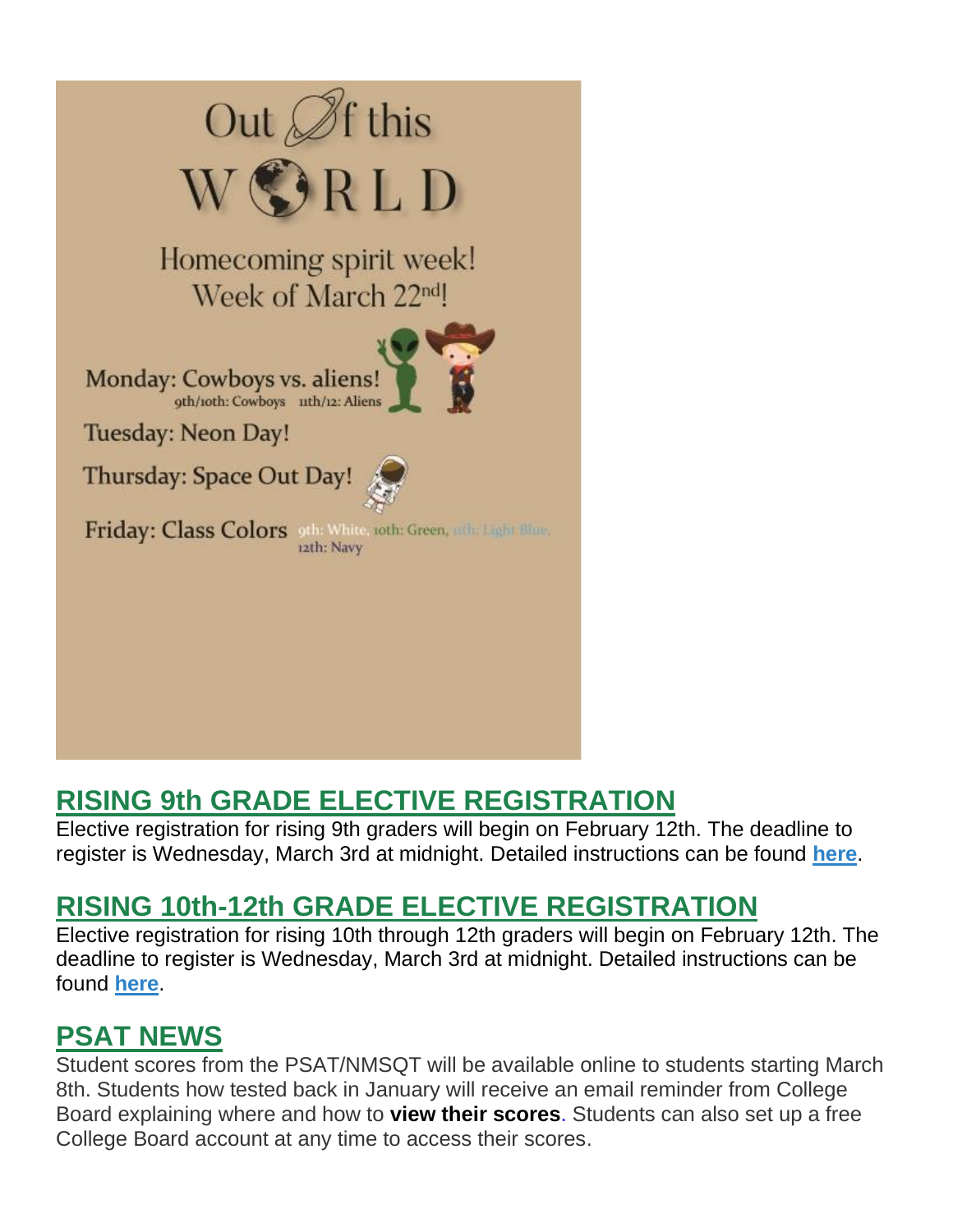Out Of this

WORLD

Homecoming spirit week!
Week of March 22nd!

Monday: Cowboys vs. aliens!
9th/10th: Cowboys 11th/12: Aliens

Tuesday: Neon Day!

Thursday: Space Out Day!

Friday: Class Colors 9th: White, 10th: Green, 11th: Light Blue, 12th: Navy

## RISING 9th GRADE ELECTIVE REGISTRATION

Elective registration for rising 9th graders will begin on February 12th. The deadline to register is Wednesday, March 3rd at midnight. Detailed instructions can be found **here**.

## RISING 10th-12th GRADE ELECTIVE REGISTRATION

Elective registration for rising 10th through 12th graders will begin on February 12th. The deadline to register is Wednesday, March 3rd at midnight. Detailed instructions can be found **here**.

## PSAT NEWS

Student scores from the PSAT/NMSQT will be available online to students starting March 8th. Students how tested back in January will receive an email reminder from College Board explaining where and how to **view their scores**. Students can also set up a free College Board account at any time to access their scores.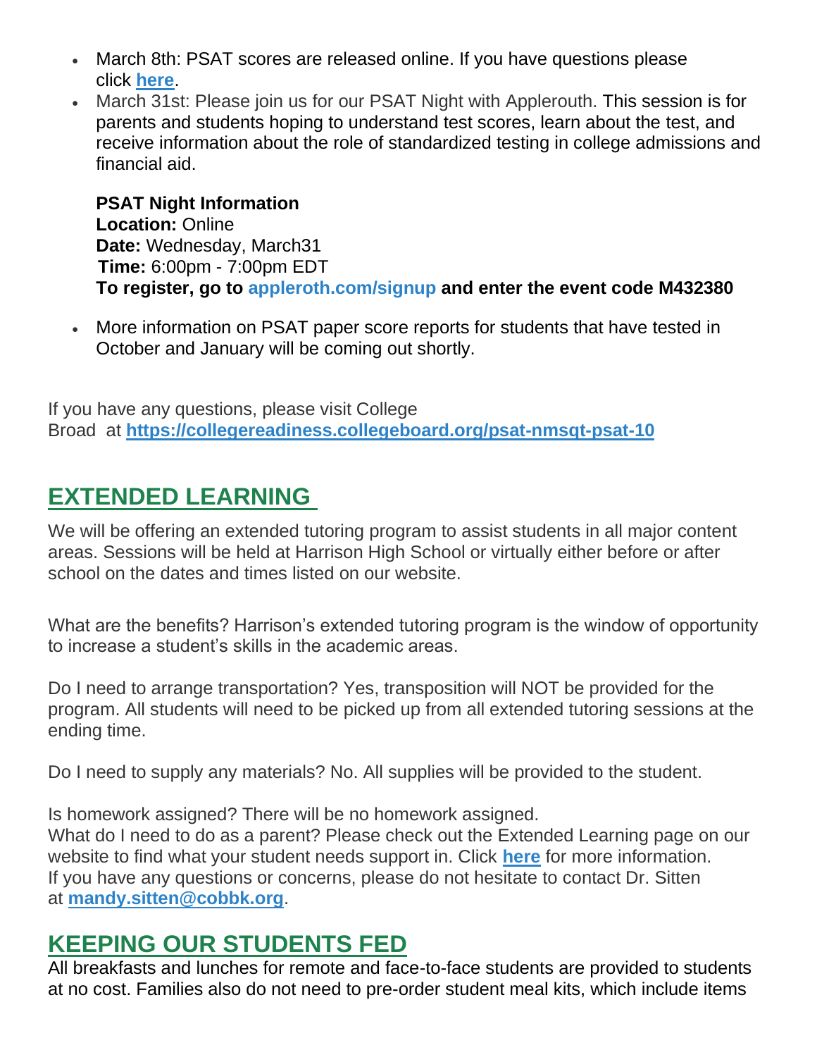- March 8th: PSAT scores are released online. If you have questions please click **here**.
- March 31st: Please join us for our PSAT Night with Applerouth. This session is for parents and students hoping to understand test scores, learn about the test, and receive information about the role of standardized testing in college admissions and financial aid.

  **PSAT Night Information**
  **Location:** Online
  **Date:** Wednesday, March31
  **Time:** 6:00pm - 7:00pm EDT
  **To register, go to appleroth.com/signup and enter the event code M432380**

- More information on PSAT paper score reports for students that have tested in October and January will be coming out shortly.

If you have any questions, please visit College Broad at **https://collegereadiness.collegeboard.org/psat-nmsqt-psat-10**

## EXTENDED LEARNING

We will be offering an extended tutoring program to assist students in all major content areas. Sessions will be held at Harrison High School or virtually either before or after school on the dates and times listed on our website.

What are the benefits? Harrison's extended tutoring program is the window of opportunity to increase a student's skills in the academic areas.

Do I need to arrange transportation? Yes, transposition will NOT be provided for the program. All students will need to be picked up from all extended tutoring sessions at the ending time.

Do I need to supply any materials? No. All supplies will be provided to the student.

Is homework assigned? There will be no homework assigned.
What do I need to do as a parent? Please check out the Extended Learning page on our website to find what your student needs support in. Click **here** for more information.
If you have any questions or concerns, please do not hesitate to contact Dr. Sitten at **mandy.sitten@cobbk.org**.

## KEEPING OUR STUDENTS FED

All breakfasts and lunches for remote and face-to-face students are provided to students at no cost. Families also do not need to pre-order student meal kits, which include items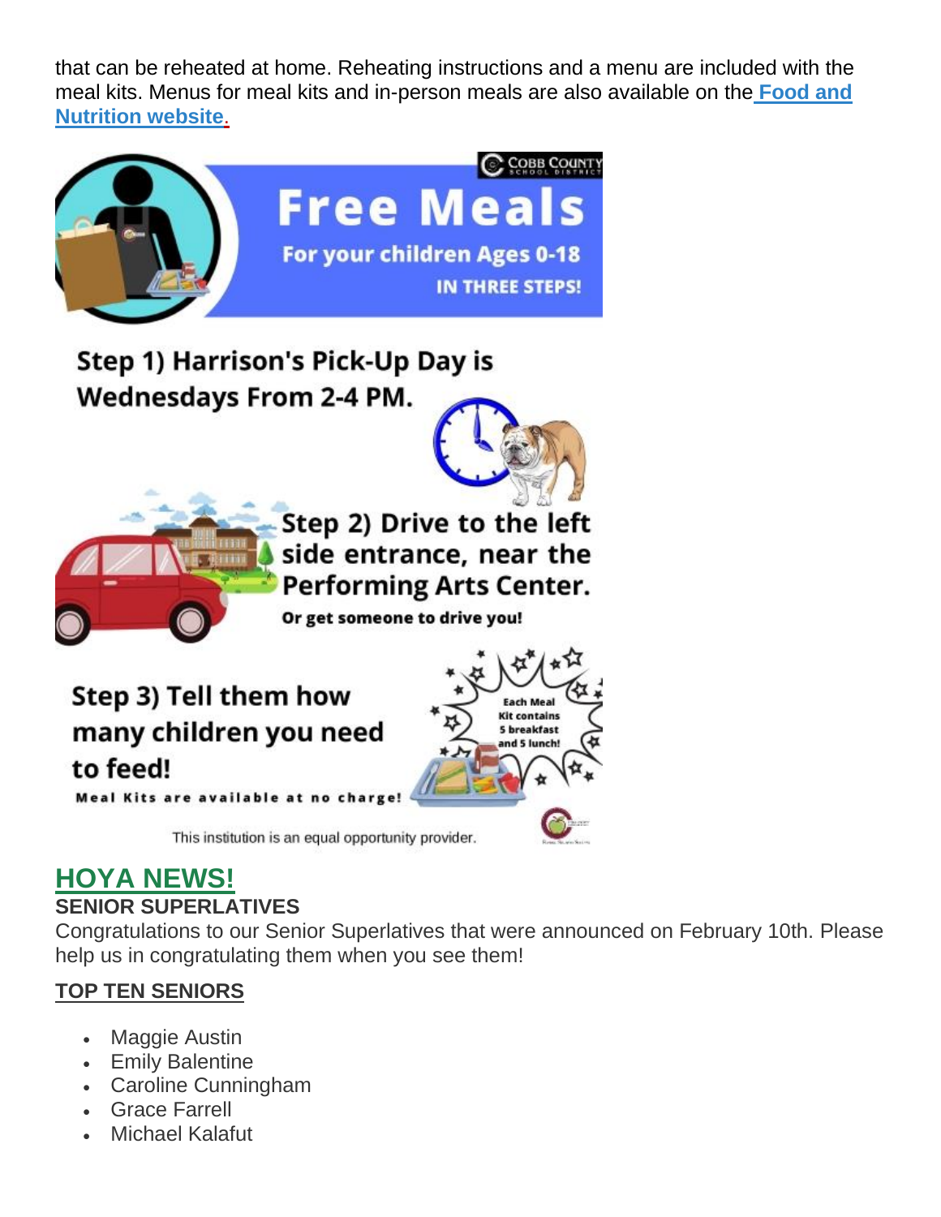that can be reheated at home. Reheating instructions and a menu are included with the meal kits. Menus for meal kits and in-person meals are also available on the **Food and Nutrition website**.

Cobb County School District

# Free Meals

**For your children Ages 0-18**

**IN THREE STEPS!**

**Step 1) Harrison's Pick-Up Day is Wednesdays From 2-4 PM.**

**Step 2) Drive to the left side entrance, near the Performing Arts Center.**

**Or get someone to drive you!**

**Step 3) Tell them how many children you need to feed!**

**Meal Kits are available at no charge!**

Each Meal Kit contains 5 breakfast and 5 lunch!

This institution is an equal opportunity provider.

## HOYA NEWS!

**SENIOR SUPERLATIVES**

Congratulations to our Senior Superlatives that were announced on February 10th. Please help us in congratulating them when you see them!

**TOP TEN SENIORS**

- Maggie Austin
- Emily Balentine
- Caroline Cunningham
- Grace Farrell
- Michael Kalafut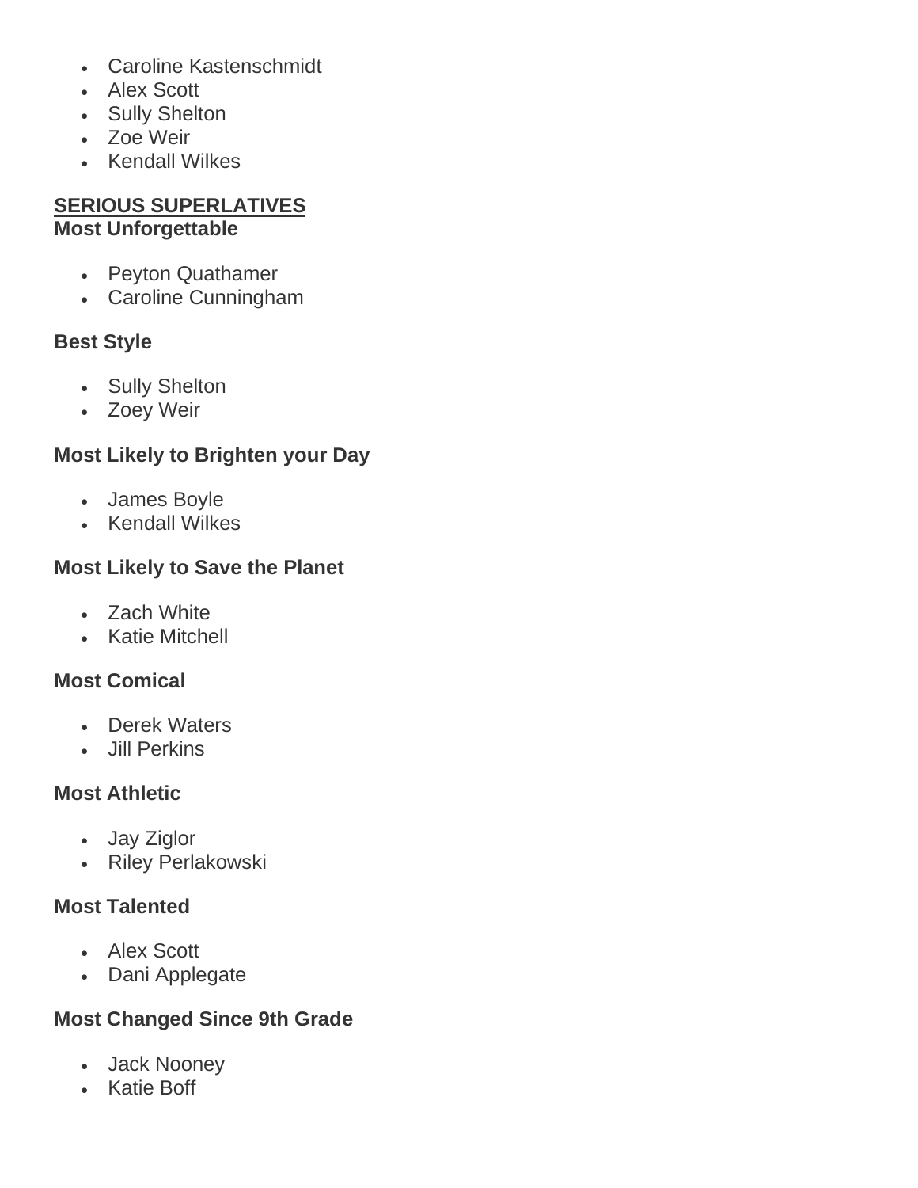- Caroline Kastenschmidt
- Alex Scott
- Sully Shelton
- Zoe Weir
- Kendall Wilkes

**SERIOUS SUPERLATIVES**

**Most Unforgettable**

- Peyton Quathamer
- Caroline Cunningham

**Best Style**

- Sully Shelton
- Zoey Weir

**Most Likely to Brighten your Day**

- James Boyle
- Kendall Wilkes

**Most Likely to Save the Planet**

- Zach White
- Katie Mitchell

**Most Comical**

- Derek Waters
- Jill Perkins

**Most Athletic**

- Jay Ziglor
- Riley Perlakowski

**Most Talented**

- Alex Scott
- Dani Applegate

**Most Changed Since 9th Grade**

- Jack Nooney
- Katie Boff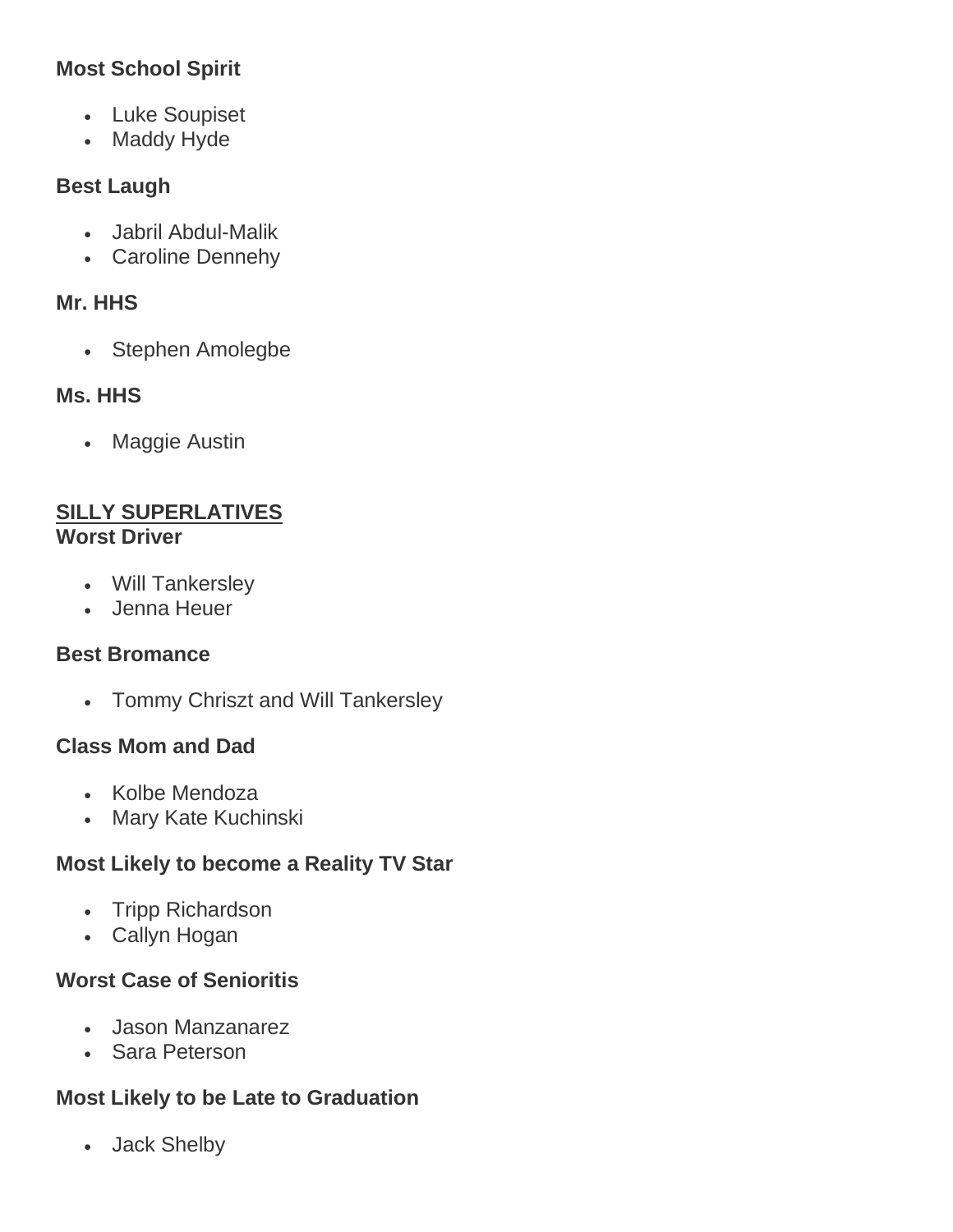**Most School Spirit**

- Luke Soupiset
- Maddy Hyde

**Best Laugh**

- Jabril Abdul-Malik
- Caroline Dennehy

**Mr. HHS**

- Stephen Amolegbe

**Ms. HHS**

- Maggie Austin

## SILLY SUPERLATIVES

**Worst Driver**

- Will Tankersley
- Jenna Heuer

**Best Bromance**

- Tommy Chriszt and Will Tankersley

**Class Mom and Dad**

- Kolbe Mendoza
- Mary Kate Kuchinski

**Most Likely to become a Reality TV Star**

- Tripp Richardson
- Callyn Hogan

**Worst Case of Senioritis**

- Jason Manzanarez
- Sara Peterson

**Most Likely to be Late to Graduation**

- Jack Shelby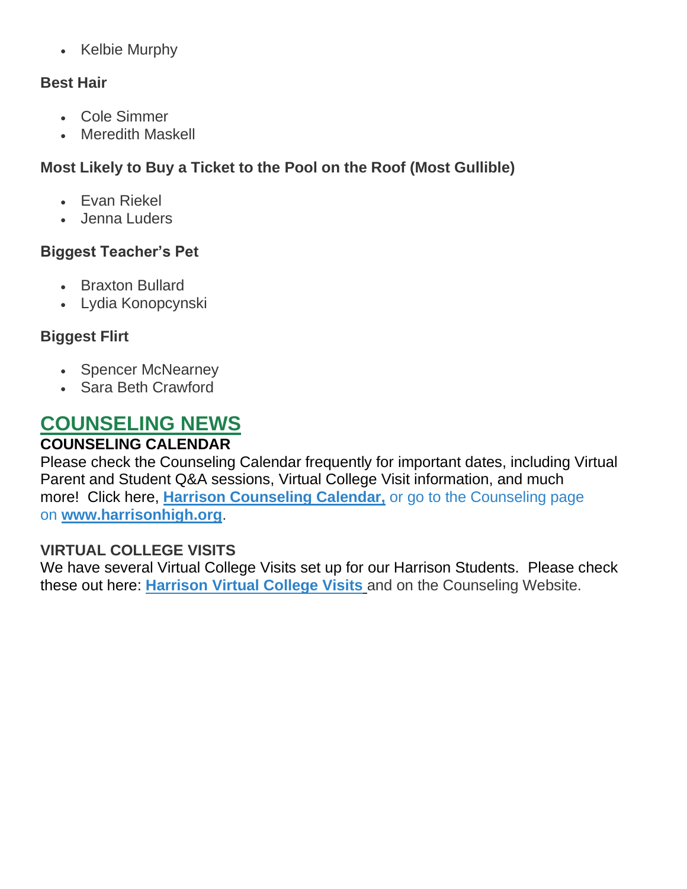- Kelbie Murphy

**Best Hair**

- Cole Simmer
- Meredith Maskell

**Most Likely to Buy a Ticket to the Pool on the Roof (Most Gullible)**

- Evan Riekel
- Jenna Luders

**Biggest Teacher's Pet**

- Braxton Bullard
- Lydia Konopcynski

**Biggest Flirt**

- Spencer McNearney
- Sara Beth Crawford

## COUNSELING NEWS

**COUNSELING CALENDAR**

Please check the Counseling Calendar frequently for important dates, including Virtual Parent and Student Q&A sessions, Virtual College Visit information, and much more! Click here, **Harrison Counseling Calendar,** or go to the Counseling page on **www.harrisonhigh.org**.

**VIRTUAL COLLEGE VISITS**

We have several Virtual College Visits set up for our Harrison Students. Please check these out here: **Harrison Virtual College Visits** and on the Counseling Website.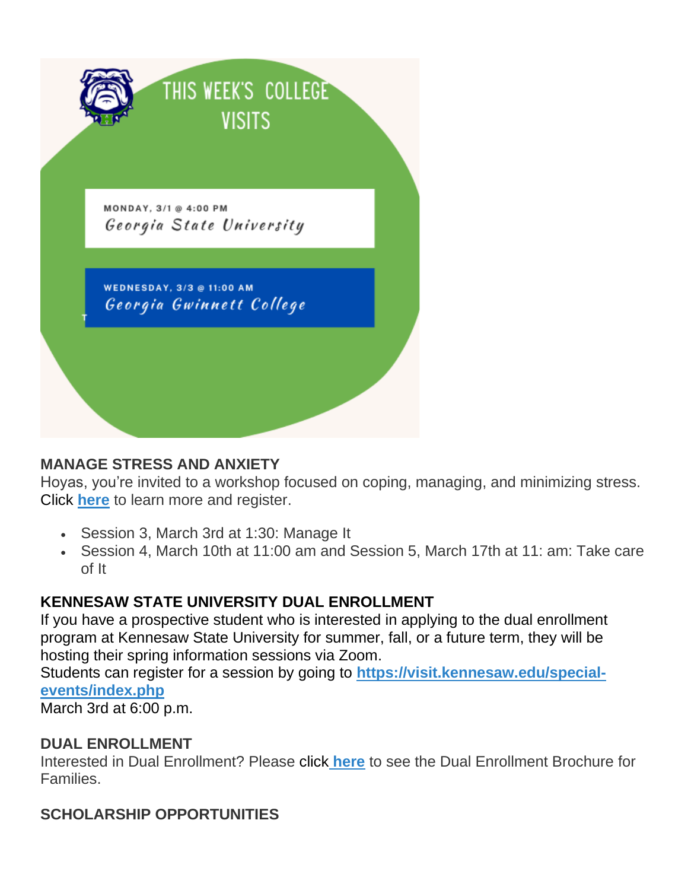THIS WEEK'S COLLEGE VISITS

MONDAY, 3/1 @ 4:00 PM
*Georgia State University*

WEDNESDAY, 3/3 @ 11:00 AM
*Georgia Gwinnett College*

**MANAGE STRESS AND ANXIETY**

Hoyas, you're invited to a workshop focused on coping, managing, and minimizing stress. Click **here** to learn more and register.

- Session 3, March 3rd at 1:30: Manage It
- Session 4, March 10th at 11:00 am and Session 5, March 17th at 11: am: Take care of It

**KENNESAW STATE UNIVERSITY DUAL ENROLLMENT**

If you have a prospective student who is interested in applying to the dual enrollment program at Kennesaw State University for summer, fall, or a future term, they will be hosting their spring information sessions via Zoom.
Students can register for a session by going to **https://visit.kennesaw.edu/special-events/index.php**
March 3rd at 6:00 p.m.

**DUAL ENROLLMENT**

Interested in Dual Enrollment? Please click **here** to see the Dual Enrollment Brochure for Families.

**SCHOLARSHIP OPPORTUNITIES**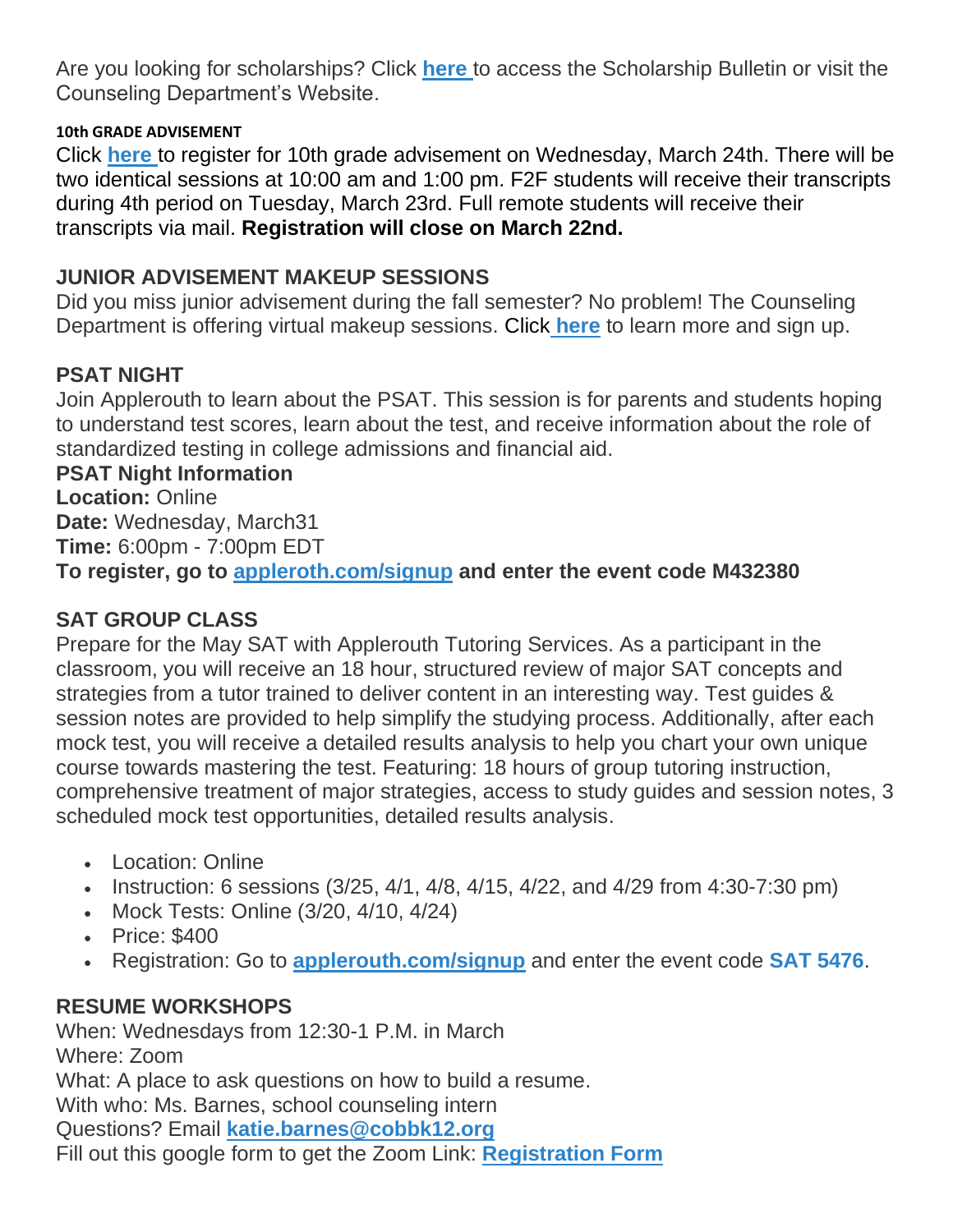Are you looking for scholarships? Click **here** to access the Scholarship Bulletin or visit the Counseling Department's Website.

**10th GRADE ADVISEMENT**

Click **here** to register for 10th grade advisement on Wednesday, March 24th. There will be two identical sessions at 10:00 am and 1:00 pm. F2F students will receive their transcripts during 4th period on Tuesday, March 23rd. Full remote students will receive their transcripts via mail. **Registration will close on March 22nd.**

**JUNIOR ADVISEMENT MAKEUP SESSIONS**

Did you miss junior advisement during the fall semester? No problem! The Counseling Department is offering virtual makeup sessions. Click **here** to learn more and sign up.

**PSAT NIGHT**

Join Applerouth to learn about the PSAT. This session is for parents and students hoping to understand test scores, learn about the test, and receive information about the role of standardized testing in college admissions and financial aid.

**PSAT Night Information**
**Location:** Online
**Date:** Wednesday, March31
**Time:** 6:00pm - 7:00pm EDT
**To register, go to appleroth.com/signup and enter the event code M432380**

**SAT GROUP CLASS**

Prepare for the May SAT with Applerouth Tutoring Services. As a participant in the classroom, you will receive an 18 hour, structured review of major SAT concepts and strategies from a tutor trained to deliver content in an interesting way. Test guides & session notes are provided to help simplify the studying process. Additionally, after each mock test, you will receive a detailed results analysis to help you chart your own unique course towards mastering the test. Featuring: 18 hours of group tutoring instruction, comprehensive treatment of major strategies, access to study guides and session notes, 3 scheduled mock test opportunities, detailed results analysis.

- Location: Online
- Instruction: 6 sessions (3/25, 4/1, 4/8, 4/15, 4/22, and 4/29 from 4:30-7:30 pm)
- Mock Tests: Online (3/20, 4/10, 4/24)
- Price: $400
- Registration: Go to **applerouth.com/signup** and enter the event code **SAT 5476**.

**RESUME WORKSHOPS**

When: Wednesdays from 12:30-1 P.M. in March
Where: Zoom
What: A place to ask questions on how to build a resume.
With who: Ms. Barnes, school counseling intern
Questions? Email **katie.barnes@cobbk12.org**
Fill out this google form to get the Zoom Link: **Registration Form**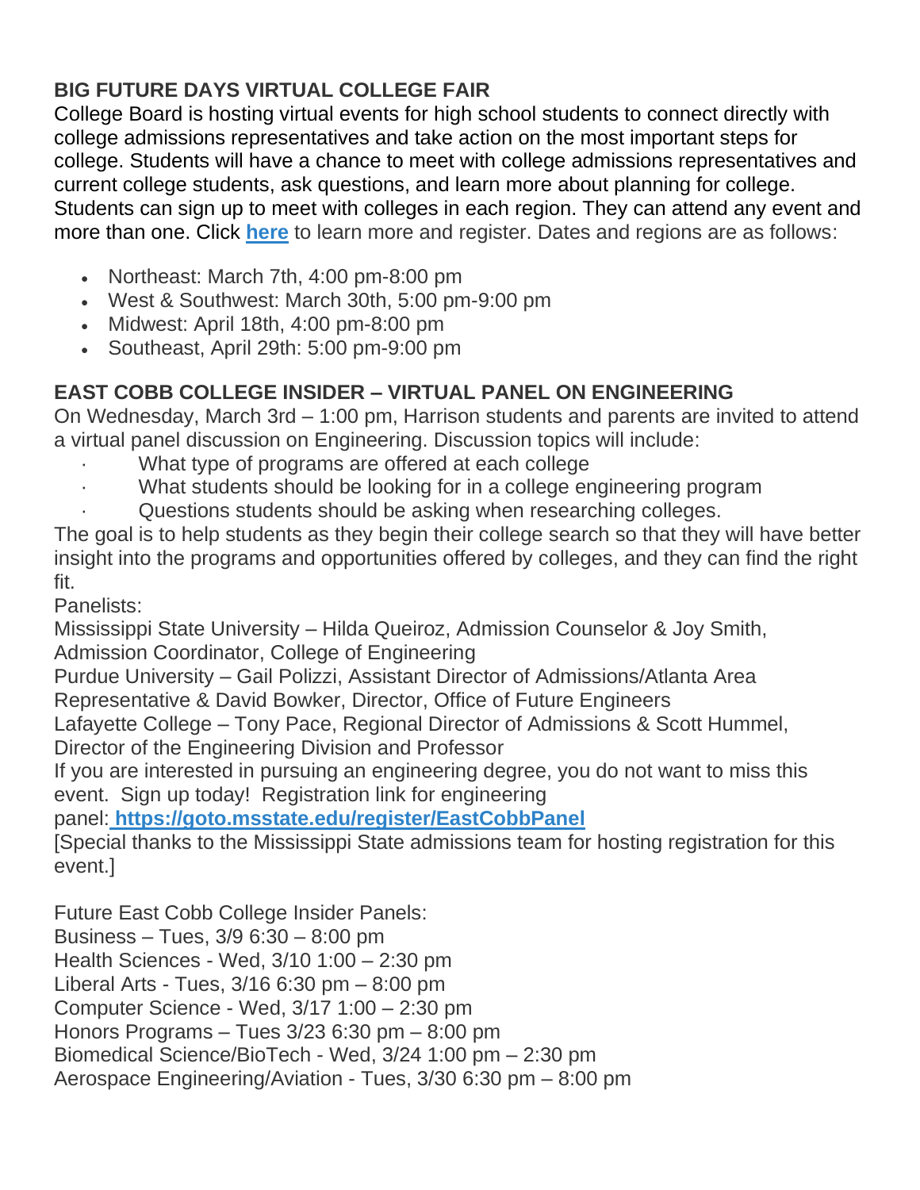## BIG FUTURE DAYS VIRTUAL COLLEGE FAIR

College Board is hosting virtual events for high school students to connect directly with college admissions representatives and take action on the most important steps for college. Students will have a chance to meet with college admissions representatives and current college students, ask questions, and learn more about planning for college. Students can sign up to meet with colleges in each region. They can attend any event and more than one. Click **here** to learn more and register. Dates and regions are as follows:

- Northeast: March 7th, 4:00 pm-8:00 pm
- West & Southwest: March 30th, 5:00 pm-9:00 pm
- Midwest: April 18th, 4:00 pm-8:00 pm
- Southeast, April 29th: 5:00 pm-9:00 pm

## EAST COBB COLLEGE INSIDER – VIRTUAL PANEL ON ENGINEERING

On Wednesday, March 3rd – 1:00 pm, Harrison students and parents are invited to attend a virtual panel discussion on Engineering. Discussion topics will include:

- What type of programs are offered at each college
- What students should be looking for in a college engineering program
- Questions students should be asking when researching colleges.

The goal is to help students as they begin their college search so that they will have better insight into the programs and opportunities offered by colleges, and they can find the right fit.

Panelists:

Mississippi State University – Hilda Queiroz, Admission Counselor & Joy Smith, Admission Coordinator, College of Engineering

Purdue University – Gail Polizzi, Assistant Director of Admissions/Atlanta Area Representative & David Bowker, Director, Office of Future Engineers

Lafayette College – Tony Pace, Regional Director of Admissions & Scott Hummel, Director of the Engineering Division and Professor

If you are interested in pursuing an engineering degree, you do not want to miss this event. Sign up today! Registration link for engineering panel: **https://goto.msstate.edu/register/EastCobbPanel**

[Special thanks to the Mississippi State admissions team for hosting registration for this event.]

Future East Cobb College Insider Panels:

Business – Tues, 3/9 6:30 – 8:00 pm
Health Sciences - Wed, 3/10 1:00 – 2:30 pm
Liberal Arts - Tues, 3/16 6:30 pm – 8:00 pm
Computer Science - Wed, 3/17 1:00 – 2:30 pm
Honors Programs – Tues 3/23 6:30 pm – 8:00 pm
Biomedical Science/BioTech - Wed, 3/24 1:00 pm – 2:30 pm
Aerospace Engineering/Aviation - Tues, 3/30 6:30 pm – 8:00 pm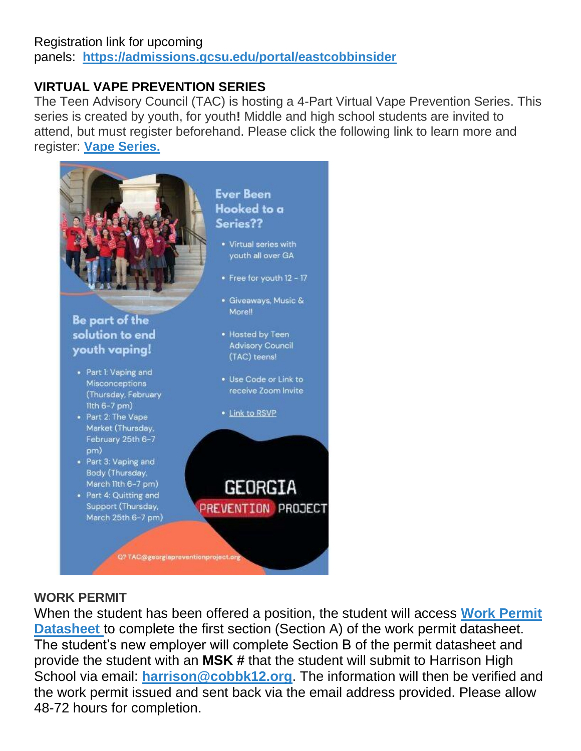Registration link for upcoming panels: **https://admissions.gcsu.edu/portal/eastcobbinsider**

**VIRTUAL VAPE PREVENTION SERIES**

The Teen Advisory Council (TAC) is hosting a 4-Part Virtual Vape Prevention Series. This series is created by youth, for youth**!** Middle and high school students are invited to attend, but must register beforehand. Please click the following link to learn more and register: **Vape Series.**

**Ever Been Hooked to a Series??**

- Virtual series with youth all over GA
- Free for youth 12 - 17
- Giveaways, Music & More!!
- Hosted by Teen Advisory Council (TAC) teens!
- Use Code or Link to receive Zoom Invite
- Link to RSVP

**Be part of the solution to end youth vaping!**

- Part 1: Vaping and Misconceptions (Thursday, February 11th 6-7 pm)
- Part 2: The Vape Market (Thursday, February 25th 6-7 pm)
- Part 3: Vaping and Body (Thursday, March 11th 6-7 pm)
- Part 4: Quitting and Support (Thursday, March 25th 6-7 pm)

GEORGIA PREVENTION PROJECT

Q? TAC@georgiapreventionproject.org

**WORK PERMIT**

When the student has been offered a position, the student will access **Work Permit Datasheet** to complete the first section (Section A) of the work permit datasheet. The student's new employer will complete Section B of the permit datasheet and provide the student with an **MSK #** that the student will submit to Harrison High School via email: **harrison@cobbk12.org**. The information will then be verified and the work permit issued and sent back via the email address provided. Please allow 48-72 hours for completion.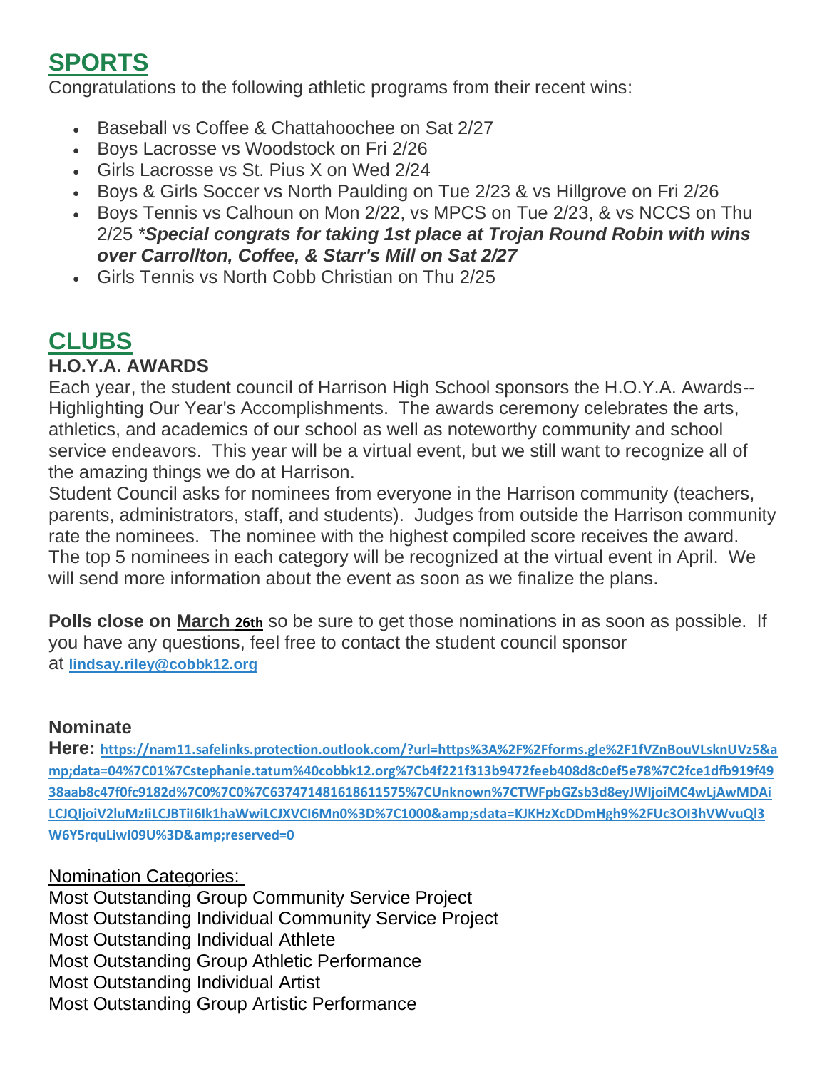## SPORTS

Congratulations to the following athletic programs from their recent wins:

- Baseball vs Coffee & Chattahoochee on Sat 2/27
- Boys Lacrosse vs Woodstock on Fri 2/26
- Girls Lacrosse vs St. Pius X on Wed 2/24
- Boys & Girls Soccer vs North Paulding on Tue 2/23 & vs Hillgrove on Fri 2/26
- Boys Tennis vs Calhoun on Mon 2/22, vs MPCS on Tue 2/23, & vs NCCS on Thu 2/25 ****Special congrats for taking 1st place at Trojan Round Robin with wins over Carrollton, Coffee, & Starr's Mill on Sat 2/27***
- Girls Tennis vs North Cobb Christian on Thu 2/25

## CLUBS

### H.O.Y.A. AWARDS

Each year, the student council of Harrison High School sponsors the H.O.Y.A. Awards--Highlighting Our Year's Accomplishments. The awards ceremony celebrates the arts, athletics, and academics of our school as well as noteworthy community and school service endeavors. This year will be a virtual event, but we still want to recognize all of the amazing things we do at Harrison.

Student Council asks for nominees from everyone in the Harrison community (teachers, parents, administrators, staff, and students). Judges from outside the Harrison community rate the nominees. The nominee with the highest compiled score receives the award. The top 5 nominees in each category will be recognized at the virtual event in April. We will send more information about the event as soon as we finalize the plans.

**Polls close on March 26th** so be sure to get those nominations in as soon as possible. If you have any questions, feel free to contact the student council sponsor at **lindsay.riley@cobbk12.org**

**Nominate Here:** https://nam11.safelinks.protection.outlook.com/?url=https%3A%2F%2Fforms.gle%2F1fVZnBouVLsknUVz5&amp;data=04%7C01%7Cstephanie.tatum%40cobbk12.org%7Cb4f221f313b9472feeb408d8c0ef5e78%7C2fce1dfb919f4938aab8c47f0fc9182d%7C0%7C0%7C637471481618611575%7CUnknown%7CTWFpbGZsb3d8eyJWIjoiMC4wLjAwMDAiLCJQIjoiV2luMzIiLCJBTiI6Ik1haWwiLCJXVCI6Mn0%3D%7C1000&amp;sdata=KJKHzXcDDmHgh9%2FUc3OI3hVWvuQl3W6Y5rquLiwI09U%3D&amp;reserved=0

Nomination Categories:

Most Outstanding Group Community Service Project
Most Outstanding Individual Community Service Project
Most Outstanding Individual Athlete
Most Outstanding Group Athletic Performance
Most Outstanding Individual Artist
Most Outstanding Group Artistic Performance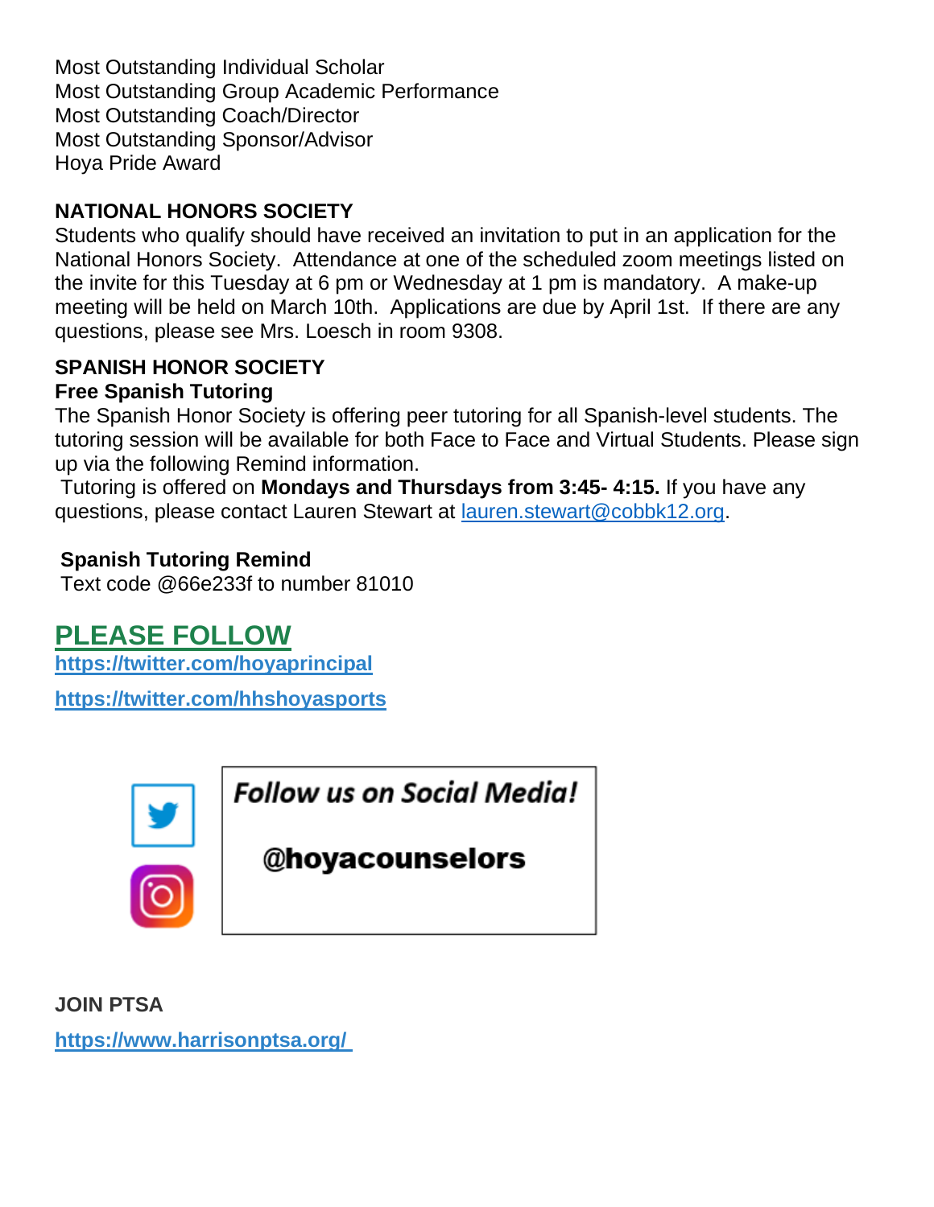Most Outstanding Individual Scholar
Most Outstanding Group Academic Performance
Most Outstanding Coach/Director
Most Outstanding Sponsor/Advisor
Hoya Pride Award

**NATIONAL HONORS SOCIETY**

Students who qualify should have received an invitation to put in an application for the National Honors Society. Attendance at one of the scheduled zoom meetings listed on the invite for this Tuesday at 6 pm or Wednesday at 1 pm is mandatory. A make-up meeting will be held on March 10th. Applications are due by April 1st. If there are any questions, please see Mrs. Loesch in room 9308.

**SPANISH HONOR SOCIETY**

**Free Spanish Tutoring**

The Spanish Honor Society is offering peer tutoring for all Spanish-level students. The tutoring session will be available for both Face to Face and Virtual Students. Please sign up via the following Remind information.

Tutoring is offered on **Mondays and Thursdays from 3:45- 4:15.** If you have any questions, please contact Lauren Stewart at lauren.stewart@cobbk12.org.

**Spanish Tutoring Remind**

Text code @66e233f to number 81010

## PLEASE FOLLOW

**https://twitter.com/hoyaprincipal**

**https://twitter.com/hhshoyasports**

*Follow us on Social Media!*

**@hoyacounselors**

**JOIN PTSA**

**https://www.harrisonptsa.org/**